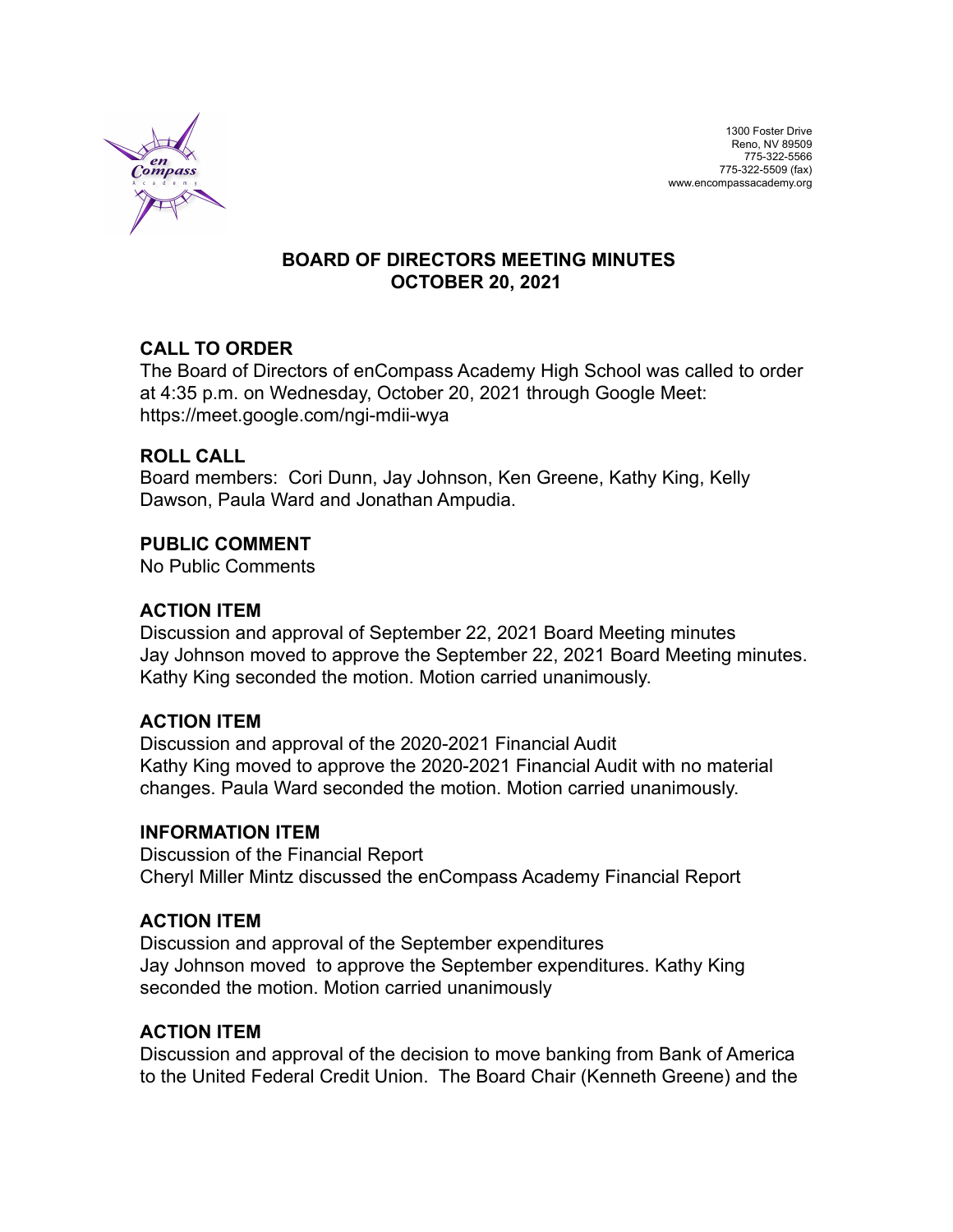1300 Foster Drive
Reno, NV 89509
775-322-5566
775-322-5509 (fax)
www.encompassacademy.org

# BOARD OF DIRECTORS MEETING MINUTES
# OCTOBER 20, 2021

## CALL TO ORDER
The Board of Directors of enCompass Academy High School was called to order at 4:35 p.m. on Wednesday, October 20, 2021 through Google Meet: https://meet.google.com/ngi-mdii-wya

## ROLL CALL
Board members: Cori Dunn, Jay Johnson, Ken Greene, Kathy King, Kelly Dawson, Paula Ward and Jonathan Ampudia.

## PUBLIC COMMENT
No Public Comments

## ACTION ITEM
Discussion and approval of September 22, 2021 Board Meeting minutes
Jay Johnson moved to approve the September 22, 2021 Board Meeting minutes. Kathy King seconded the motion. Motion carried unanimously.

## ACTION ITEM
Discussion and approval of the 2020-2021 Financial Audit
Kathy King moved to approve the 2020-2021 Financial Audit with no material changes. Paula Ward seconded the motion. Motion carried unanimously.

## INFORMATION ITEM
Discussion of the Financial Report
Cheryl Miller Mintz discussed the enCompass Academy Financial Report

## ACTION ITEM
Discussion and approval of the September expenditures
Jay Johnson moved to approve the September expenditures. Kathy King seconded the motion. Motion carried unanimously

## ACTION ITEM
Discussion and approval of the decision to move banking from Bank of America to the United Federal Credit Union. The Board Chair (Kenneth Greene) and the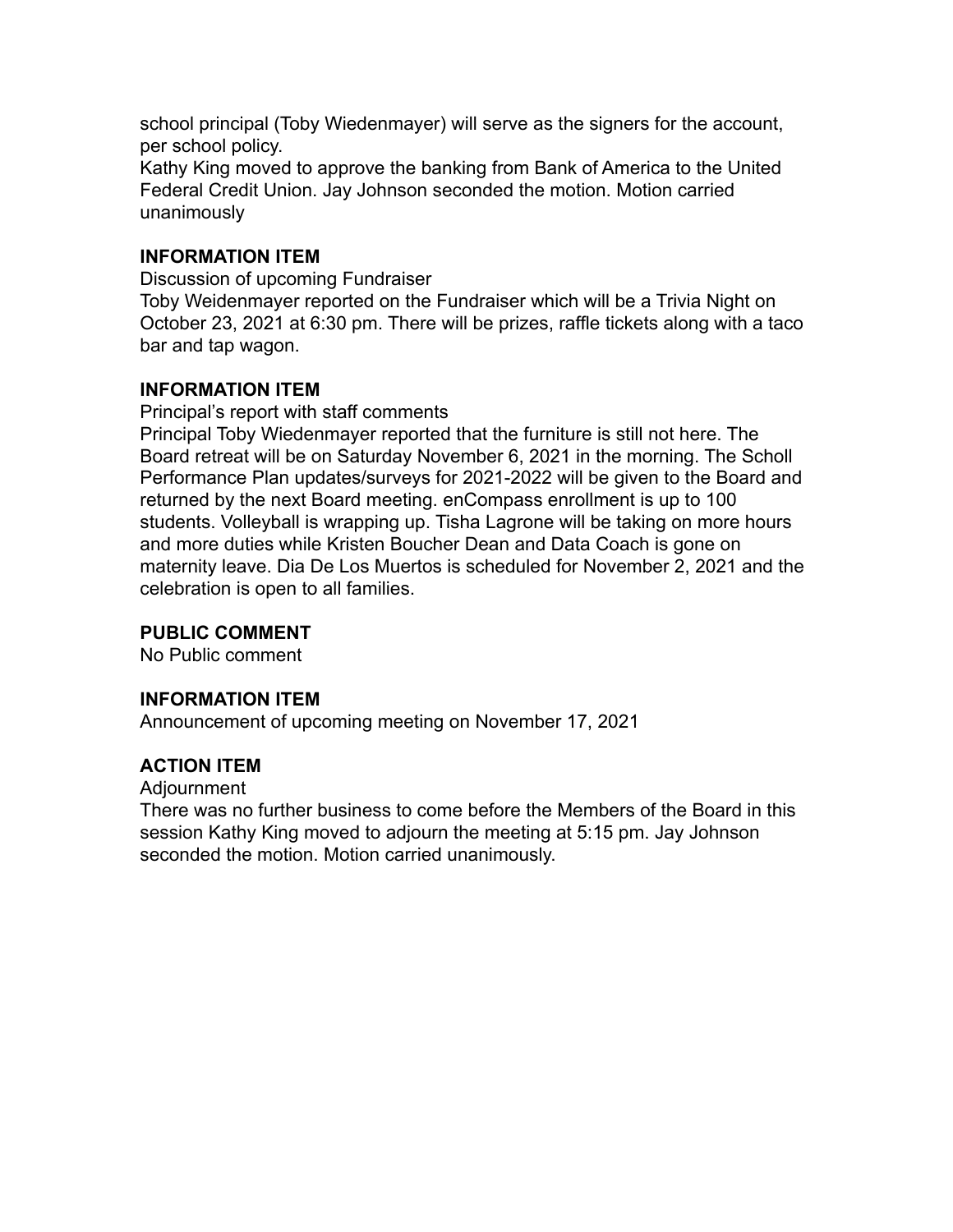school principal (Toby Wiedenmayer) will serve as the signers for the account, per school policy.
Kathy King moved to approve the banking from Bank of America to the United Federal Credit Union. Jay Johnson seconded the motion. Motion carried unanimously

**INFORMATION ITEM**
Discussion of upcoming Fundraiser
Toby Weidenmayer reported on the Fundraiser which will be a Trivia Night on October 23, 2021 at 6:30 pm. There will be prizes, raffle tickets along with a taco bar and tap wagon.

**INFORMATION ITEM**
Principal's report with staff comments
Principal Toby Wiedenmayer reported that the furniture is still not here. The Board retreat will be on Saturday November 6, 2021 in the morning. The Scholl Performance Plan updates/surveys for 2021-2022 will be given to the Board and returned by the next Board meeting. enCompass enrollment is up to 100 students. Volleyball is wrapping up. Tisha Lagrone will be taking on more hours and more duties while Kristen Boucher Dean and Data Coach is gone on maternity leave. Dia De Los Muertos is scheduled for November 2, 2021 and the celebration is open to all families.

**PUBLIC COMMENT**
No Public comment

**INFORMATION ITEM**
Announcement of upcoming meeting on November 17, 2021

**ACTION ITEM**
Adjournment
There was no further business to come before the Members of the Board in this session Kathy King moved to adjourn the meeting at 5:15 pm. Jay Johnson seconded the motion. Motion carried unanimously.